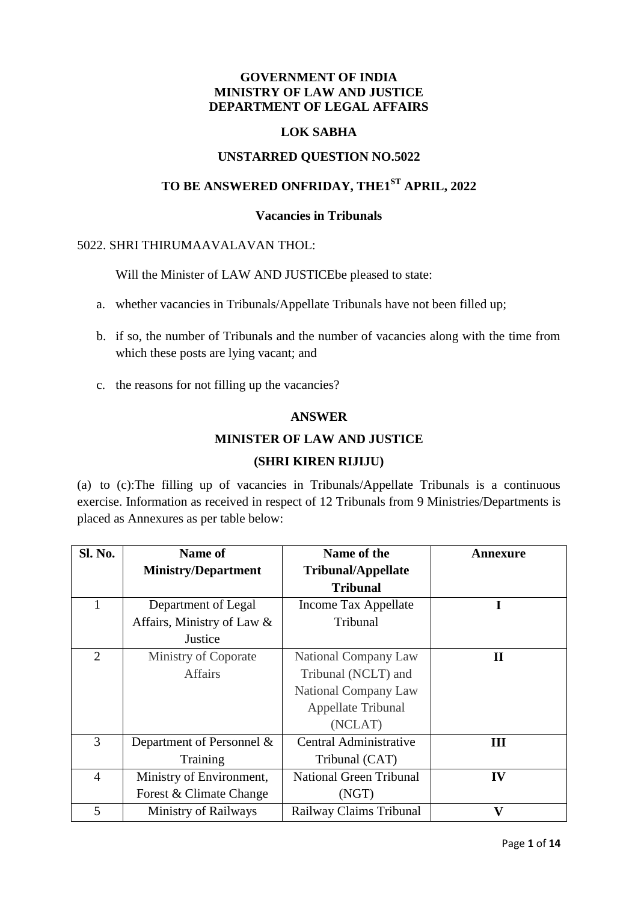**GOVERNMENT OF INDIA**
**MINISTRY OF LAW AND JUSTICE**
**DEPARTMENT OF LEGAL AFFAIRS**

**LOK SABHA**

**UNSTARRED QUESTION NO.5022**

**TO BE ANSWERED ONFRIDAY, THE1ST APRIL, 2022**

**Vacancies in Tribunals**

5022. SHRI THIRUMAAVALAVAN THOL:

Will the Minister of LAW AND JUSTICEbe pleased to state:

a. whether vacancies in Tribunals/Appellate Tribunals have not been filled up;

b. if so, the number of Tribunals and the number of vacancies along with the time from which these posts are lying vacant; and

c. the reasons for not filling up the vacancies?

**ANSWER**

**MINISTER OF LAW AND JUSTICE**

**(SHRI KIREN RIJIJU)**

(a) to (c):The filling up of vacancies in Tribunals/Appellate Tribunals is a continuous exercise. Information as received in respect of 12 Tribunals from 9 Ministries/Departments is placed as Annexures as per table below:

| Sl. No. | Name of Ministry/Department | Name of the Tribunal/Appellate Tribunal | Annexure |
|---|---|---|---|
| 1 | Department of Legal Affairs, Ministry of Law & Justice | Income Tax Appellate Tribunal | **I** |
| 2 | Ministry of Coporate Affairs | National Company Law Tribunal (NCLT) and National Company Law Appellate Tribunal (NCLAT) | **II** |
| 3 | Department of Personnel & Training | Central Administrative Tribunal (CAT) | **III** |
| 4 | Ministry of Environment, Forest & Climate Change | National Green Tribunal (NGT) | **IV** |
| 5 | Ministry of Railways | Railway Claims Tribunal | **V** |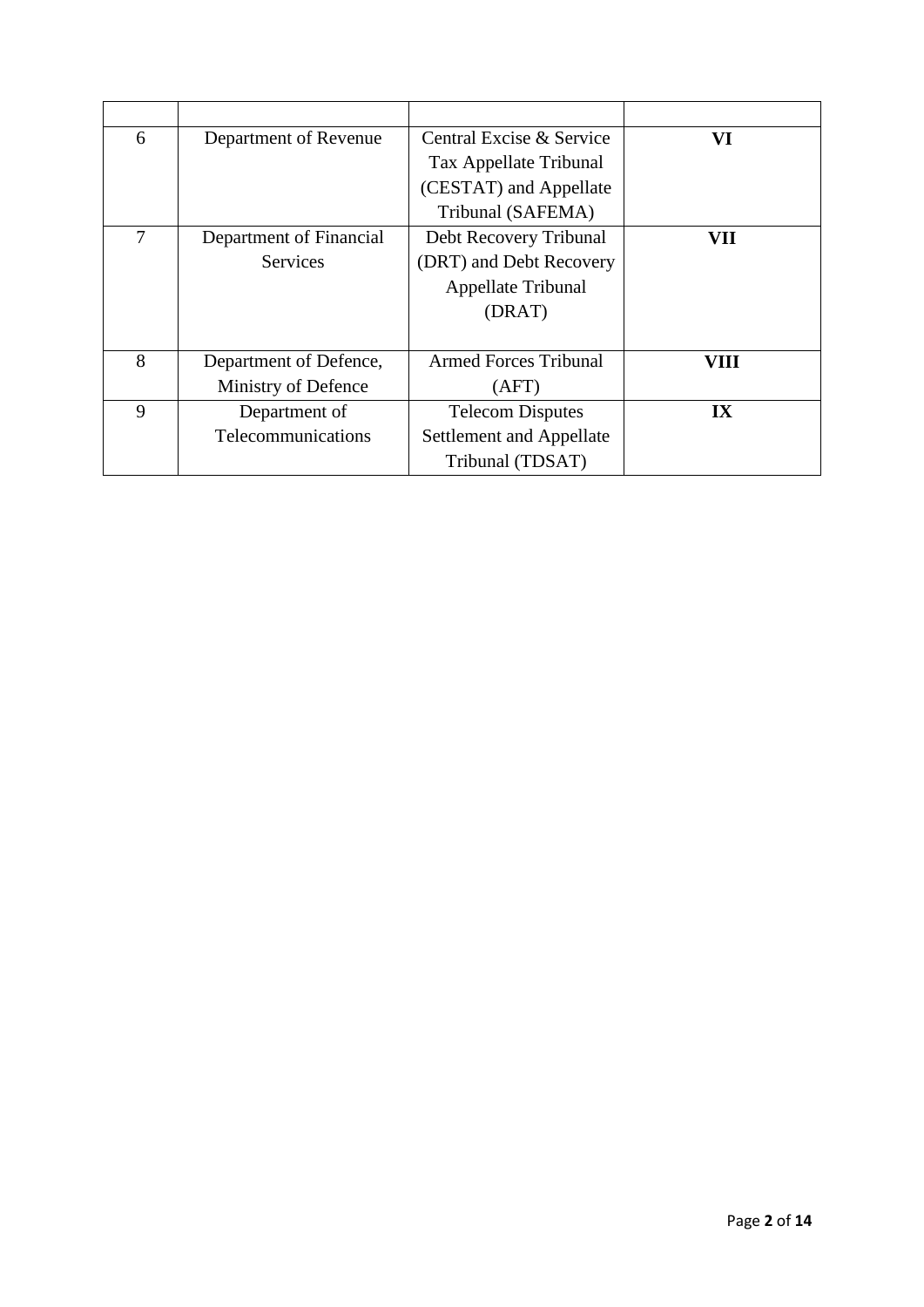| | | | |
|---|---|---|---|
| 6 | Department of Revenue | Central Excise & Service Tax Appellate Tribunal (CESTAT) and Appellate Tribunal (SAFEMA) | **VI** |
| 7 | Department of Financial Services | Debt Recovery Tribunal (DRT) and Debt Recovery Appellate Tribunal (DRAT) | **VII** |
| 8 | Department of Defence, Ministry of Defence | Armed Forces Tribunal (AFT) | **VIII** |
| 9 | Department of Telecommunications | Telecom Disputes Settlement and Appellate Tribunal (TDSAT) | **IX** |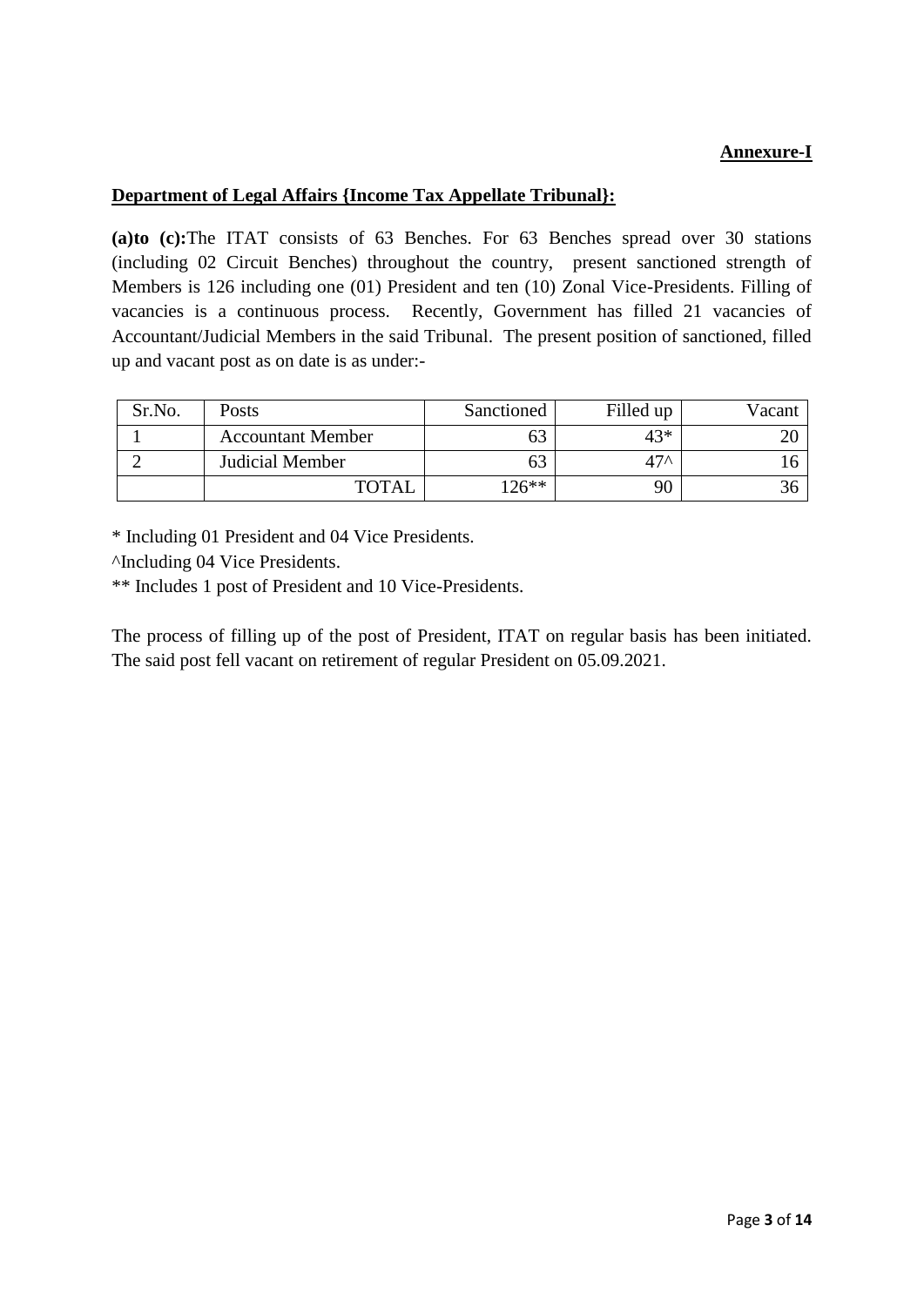**Annexure-I**

**Department of Legal Affairs {Income Tax Appellate Tribunal}:**

**(a)to (c):**The ITAT consists of 63 Benches. For 63 Benches spread over 30 stations (including 02 Circuit Benches) throughout the country, present sanctioned strength of Members is 126 including one (01) President and ten (10) Zonal Vice-Presidents. Filling of vacancies is a continuous process. Recently, Government has filled 21 vacancies of Accountant/Judicial Members in the said Tribunal. The present position of sanctioned, filled up and vacant post as on date is as under:-

| Sr.No. | Posts | Sanctioned | Filled up | Vacant |
|---|---|---|---|---|
| 1 | Accountant Member | 63 | 43* | 20 |
| 2 | Judicial Member | 63 | 47^ | 16 |
| | TOTAL | 126** | 90 | 36 |

* Including 01 President and 04 Vice Presidents.

^Including 04 Vice Presidents.

** Includes 1 post of President and 10 Vice-Presidents.

The process of filling up of the post of President, ITAT on regular basis has been initiated. The said post fell vacant on retirement of regular President on 05.09.2021.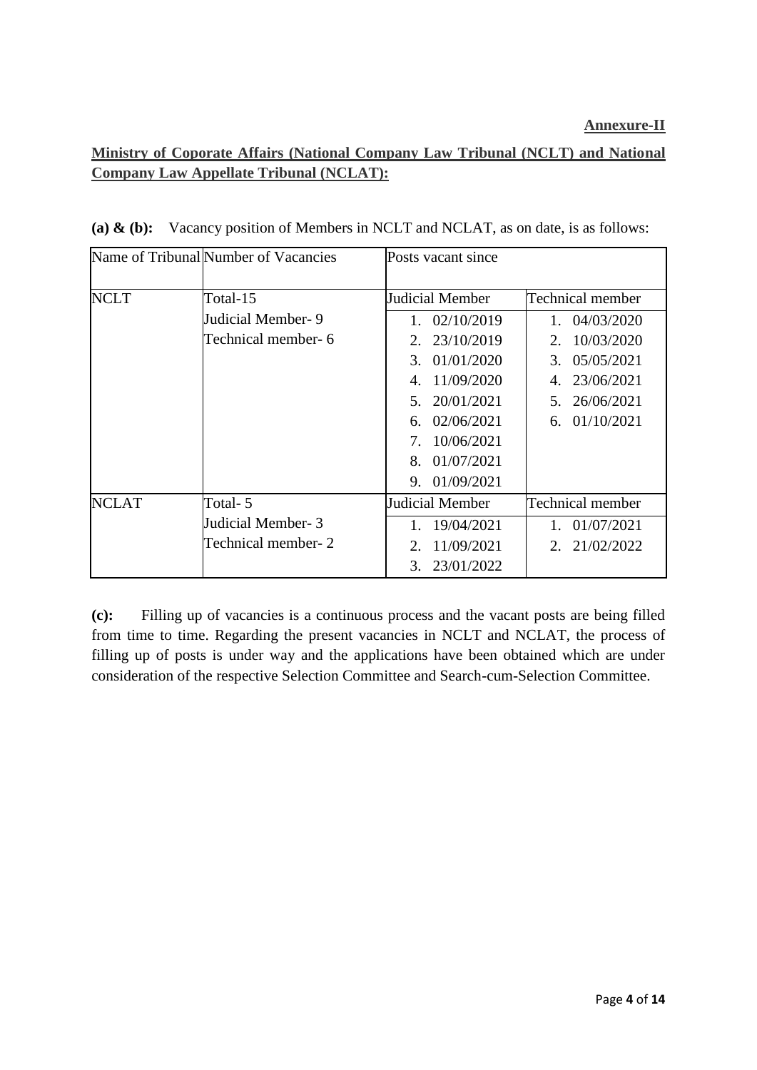**Annexure-II**

**Ministry of Coporate Affairs (National Company Law Tribunal (NCLT) and National Company Law Appellate Tribunal (NCLAT):**

**(a) & (b):** Vacancy position of Members in NCLT and NCLAT, as on date, is as follows:

| Name of Tribunal | Number of Vacancies | Posts vacant since | |
|---|---|---|---|
| NCLT | Total-15<br>Judicial Member- 9<br>Technical member- 6 | Judicial Member<br>1. 02/10/2019<br>2. 23/10/2019<br>3. 01/01/2020<br>4. 11/09/2020<br>5. 20/01/2021<br>6. 02/06/2021<br>7. 10/06/2021<br>8. 01/07/2021<br>9. 01/09/2021 | Technical member<br>1. 04/03/2020<br>2. 10/03/2020<br>3. 05/05/2021<br>4. 23/06/2021<br>5. 26/06/2021<br>6. 01/10/2021 |
| NCLAT | Total- 5<br>Judicial Member- 3<br>Technical member- 2 | Judicial Member<br>1. 19/04/2021<br>2. 11/09/2021<br>3. 23/01/2022 | Technical member<br>1. 01/07/2021<br>2. 21/02/2022 |

**(c):** Filling up of vacancies is a continuous process and the vacant posts are being filled from time to time. Regarding the present vacancies in NCLT and NCLAT, the process of filling up of posts is under way and the applications have been obtained which are under consideration of the respective Selection Committee and Search-cum-Selection Committee.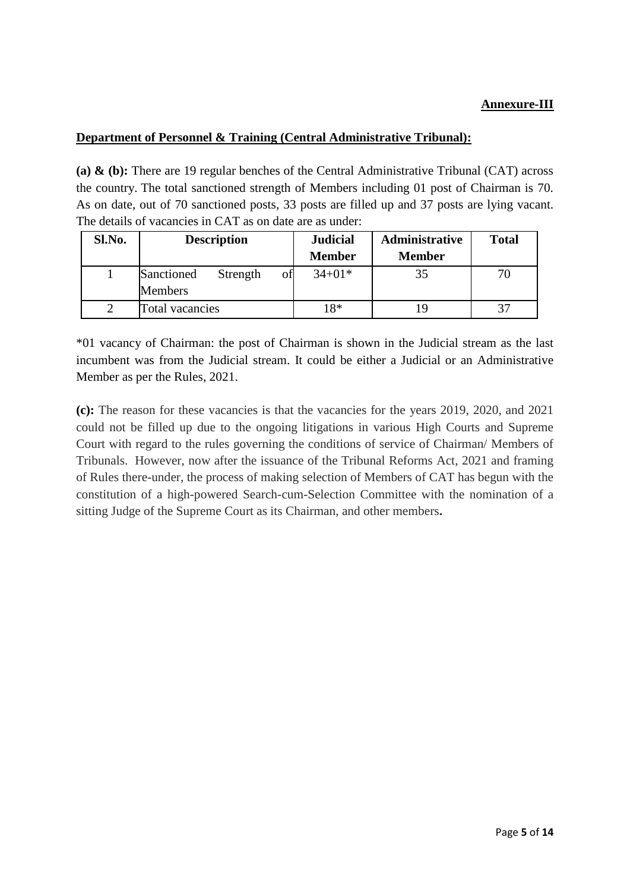**Annexure-III**

**Department of Personnel & Training (Central Administrative Tribunal):**

**(a) & (b):** There are 19 regular benches of the Central Administrative Tribunal (CAT) across the country. The total sanctioned strength of Members including 01 post of Chairman is 70. As on date, out of 70 sanctioned posts, 33 posts are filled up and 37 posts are lying vacant. The details of vacancies in CAT as on date are as under:

| Sl.No. | Description | Judicial Member | Administrative Member | Total |
|---|---|---|---|---|
| 1 | Sanctioned Strength of Members | 34+01* | 35 | 70 |
| 2 | Total vacancies | 18* | 19 | 37 |

*01 vacancy of Chairman: the post of Chairman is shown in the Judicial stream as the last incumbent was from the Judicial stream. It could be either a Judicial or an Administrative Member as per the Rules, 2021.

**(c):** The reason for these vacancies is that the vacancies for the years 2019, 2020, and 2021 could not be filled up due to the ongoing litigations in various High Courts and Supreme Court with regard to the rules governing the conditions of service of Chairman/ Members of Tribunals. However, now after the issuance of the Tribunal Reforms Act, 2021 and framing of Rules there-under, the process of making selection of Members of CAT has begun with the constitution of a high-powered Search-cum-Selection Committee with the nomination of a sitting Judge of the Supreme Court as its Chairman, and other members**.**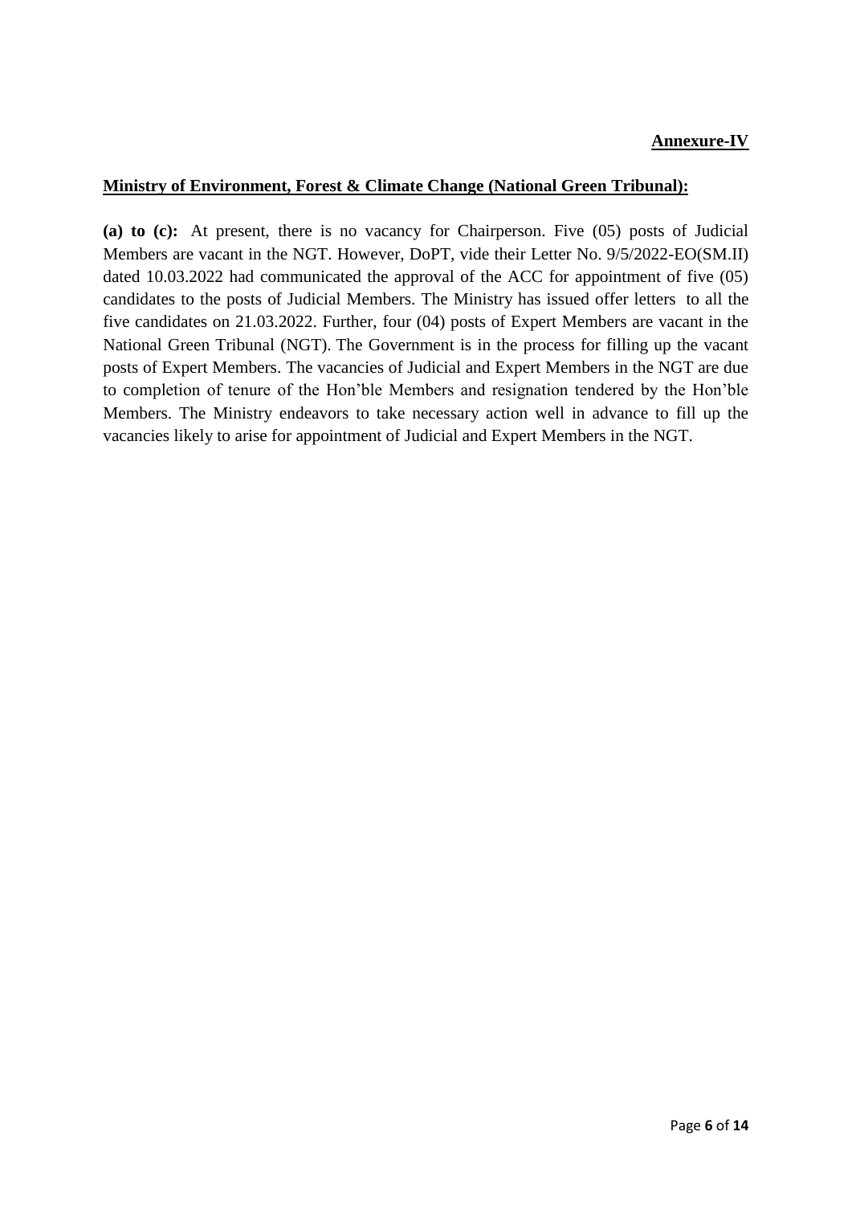**Annexure-IV**

**Ministry of Environment, Forest & Climate Change (National Green Tribunal):**

**(a) to (c):** At present, there is no vacancy for Chairperson. Five (05) posts of Judicial Members are vacant in the NGT. However, DoPT, vide their Letter No. 9/5/2022-EO(SM.II) dated 10.03.2022 had communicated the approval of the ACC for appointment of five (05) candidates to the posts of Judicial Members. The Ministry has issued offer letters to all the five candidates on 21.03.2022. Further, four (04) posts of Expert Members are vacant in the National Green Tribunal (NGT). The Government is in the process for filling up the vacant posts of Expert Members. The vacancies of Judicial and Expert Members in the NGT are due to completion of tenure of the Hon'ble Members and resignation tendered by the Hon'ble Members. The Ministry endeavors to take necessary action well in advance to fill up the vacancies likely to arise for appointment of Judicial and Expert Members in the NGT.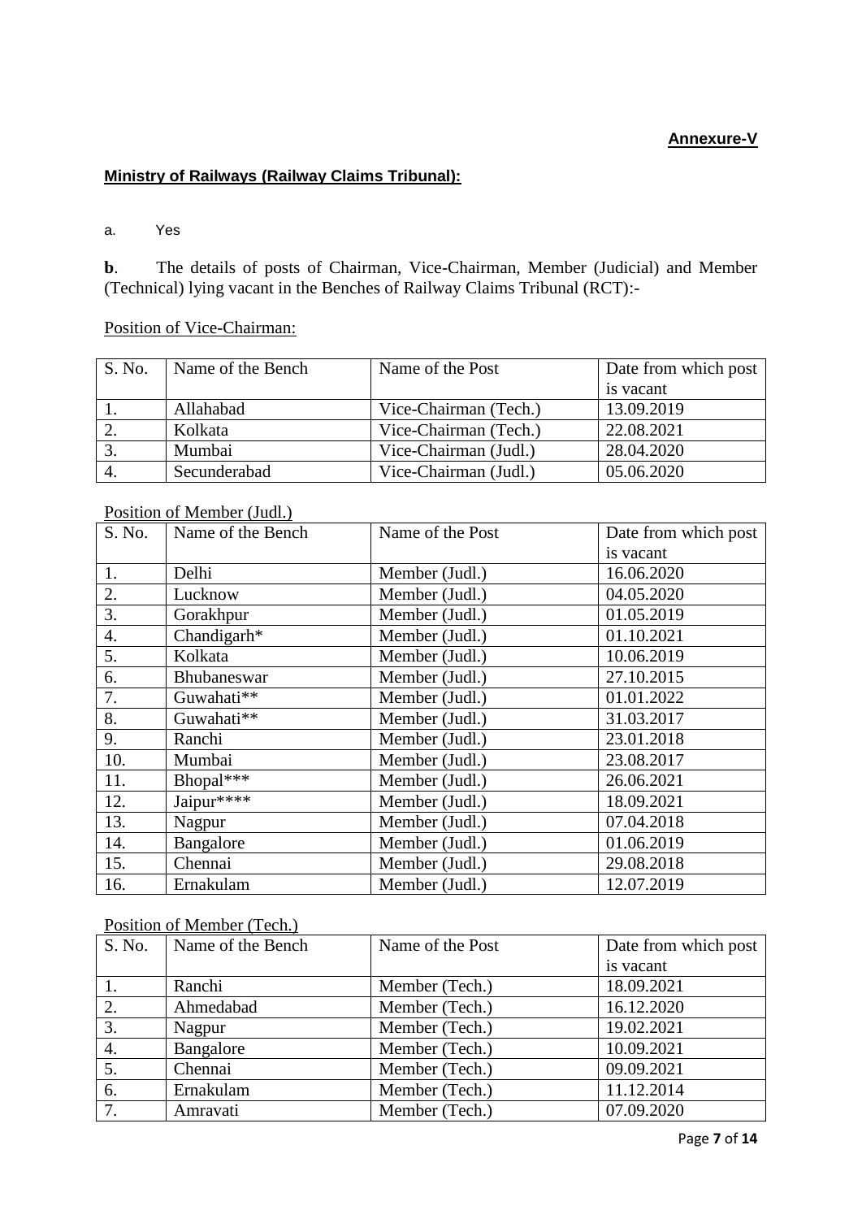**Annexure-V**

**Ministry of Railways (Railway Claims Tribunal):**

a. Yes

**b**. The details of posts of Chairman, Vice-Chairman, Member (Judicial) and Member (Technical) lying vacant in the Benches of Railway Claims Tribunal (RCT):-

Position of Vice-Chairman:

| S. No. | Name of the Bench | Name of the Post | Date from which post is vacant |
|---|---|---|---|
| 1. | Allahabad | Vice-Chairman (Tech.) | 13.09.2019 |
| 2. | Kolkata | Vice-Chairman (Tech.) | 22.08.2021 |
| 3. | Mumbai | Vice-Chairman (Judl.) | 28.04.2020 |
| 4. | Secunderabad | Vice-Chairman (Judl.) | 05.06.2020 |

Position of Member (Judl.)

| S. No. | Name of the Bench | Name of the Post | Date from which post is vacant |
|---|---|---|---|
| 1. | Delhi | Member (Judl.) | 16.06.2020 |
| 2. | Lucknow | Member (Judl.) | 04.05.2020 |
| 3. | Gorakhpur | Member (Judl.) | 01.05.2019 |
| 4. | Chandigarh* | Member (Judl.) | 01.10.2021 |
| 5. | Kolkata | Member (Judl.) | 10.06.2019 |
| 6. | Bhubaneswar | Member (Judl.) | 27.10.2015 |
| 7. | Guwahati** | Member (Judl.) | 01.01.2022 |
| 8. | Guwahati** | Member (Judl.) | 31.03.2017 |
| 9. | Ranchi | Member (Judl.) | 23.01.2018 |
| 10. | Mumbai | Member (Judl.) | 23.08.2017 |
| 11. | Bhopal*** | Member (Judl.) | 26.06.2021 |
| 12. | Jaipur**** | Member (Judl.) | 18.09.2021 |
| 13. | Nagpur | Member (Judl.) | 07.04.2018 |
| 14. | Bangalore | Member (Judl.) | 01.06.2019 |
| 15. | Chennai | Member (Judl.) | 29.08.2018 |
| 16. | Ernakulam | Member (Judl.) | 12.07.2019 |

Position of Member (Tech.)

| S. No. | Name of the Bench | Name of the Post | Date from which post is vacant |
|---|---|---|---|
| 1. | Ranchi | Member (Tech.) | 18.09.2021 |
| 2. | Ahmedabad | Member (Tech.) | 16.12.2020 |
| 3. | Nagpur | Member (Tech.) | 19.02.2021 |
| 4. | Bangalore | Member (Tech.) | 10.09.2021 |
| 5. | Chennai | Member (Tech.) | 09.09.2021 |
| 6. | Ernakulam | Member (Tech.) | 11.12.2014 |
| 7. | Amravati | Member (Tech.) | 07.09.2020 |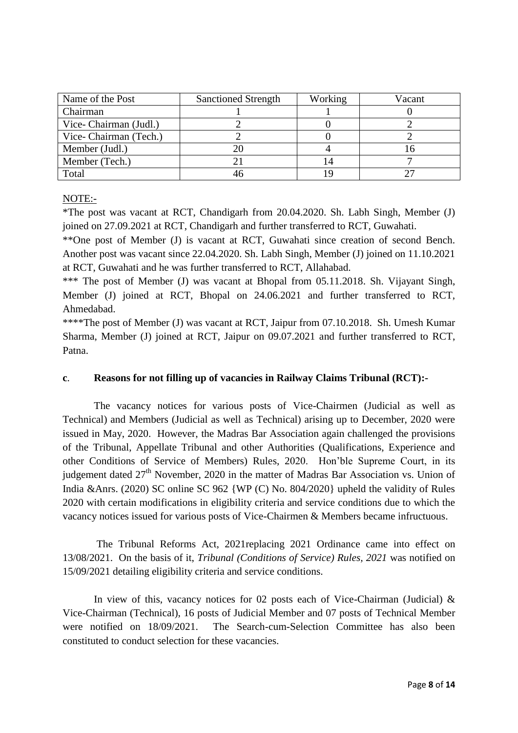| Name of the Post | Sanctioned Strength | Working | Vacant |
|---|---|---|---|
| Chairman | 1 | 1 | 0 |
| Vice- Chairman (Judl.) | 2 | 0 | 2 |
| Vice- Chairman (Tech.) | 2 | 0 | 2 |
| Member (Judl.) | 20 | 4 | 16 |
| Member (Tech.) | 21 | 14 | 7 |
| Total | 46 | 19 | 27 |

NOTE:-

*The post was vacant at RCT, Chandigarh from 20.04.2020. Sh. Labh Singh, Member (J) joined on 27.09.2021 at RCT, Chandigarh and further transferred to RCT, Guwahati.

**One post of Member (J) is vacant at RCT, Guwahati since creation of second Bench. Another post was vacant since 22.04.2020. Sh. Labh Singh, Member (J) joined on 11.10.2021 at RCT, Guwahati and he was further transferred to RCT, Allahabad.

*** The post of Member (J) was vacant at Bhopal from 05.11.2018. Sh. Vijayant Singh, Member (J) joined at RCT, Bhopal on 24.06.2021 and further transferred to RCT, Ahmedabad.

****The post of Member (J) was vacant at RCT, Jaipur from 07.10.2018. Sh. Umesh Kumar Sharma, Member (J) joined at RCT, Jaipur on 09.07.2021 and further transferred to RCT, Patna.

**c. Reasons for not filling up of vacancies in Railway Claims Tribunal (RCT):-**

The vacancy notices for various posts of Vice-Chairmen (Judicial as well as Technical) and Members (Judicial as well as Technical) arising up to December, 2020 were issued in May, 2020. However, the Madras Bar Association again challenged the provisions of the Tribunal, Appellate Tribunal and other Authorities (Qualifications, Experience and other Conditions of Service of Members) Rules, 2020. Hon'ble Supreme Court, in its judgement dated 27th November, 2020 in the matter of Madras Bar Association vs. Union of India &Anrs. (2020) SC online SC 962 {WP (C) No. 804/2020} upheld the validity of Rules 2020 with certain modifications in eligibility criteria and service conditions due to which the vacancy notices issued for various posts of Vice-Chairmen & Members became infructuous.

The Tribunal Reforms Act, 2021replacing 2021 Ordinance came into effect on 13/08/2021. On the basis of it, *Tribunal (Conditions of Service) Rules, 2021* was notified on 15/09/2021 detailing eligibility criteria and service conditions.

In view of this, vacancy notices for 02 posts each of Vice-Chairman (Judicial) & Vice-Chairman (Technical), 16 posts of Judicial Member and 07 posts of Technical Member were notified on 18/09/2021. The Search-cum-Selection Committee has also been constituted to conduct selection for these vacancies.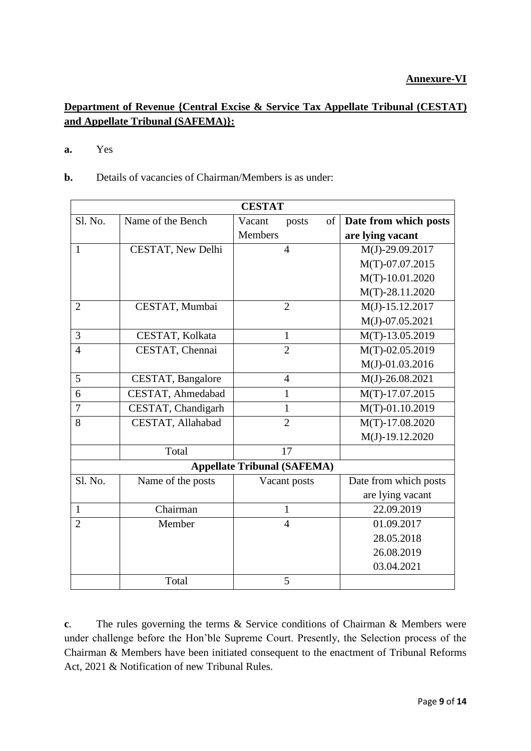**Annexure-VI**

**Department of Revenue {Central Excise & Service Tax Appellate Tribunal (CESTAT) and Appellate Tribunal (SAFEMA)}:**

**a.** Yes

**b.** Details of vacancies of Chairman/Members is as under:

| CESTAT | | | |
|---|---|---|---|
| Sl. No. | Name of the Bench | Vacant posts of Members | **Date from which posts are lying vacant** |
| 1 | CESTAT, New Delhi | 4 | M(J)-29.09.2017<br>M(T)-07.07.2015<br>M(T)-10.01.2020<br>M(T)-28.11.2020 |
| 2 | CESTAT, Mumbai | 2 | M(J)-15.12.2017<br>M(J)-07.05.2021 |
| 3 | CESTAT, Kolkata | 1 | M(T)-13.05.2019 |
| 4 | CESTAT, Chennai | 2 | M(T)-02.05.2019<br>M(J)-01.03.2016 |
| 5 | CESTAT, Bangalore | 4 | M(J)-26.08.2021 |
| 6 | CESTAT, Ahmedabad | 1 | M(T)-17.07.2015 |
| 7 | CESTAT, Chandigarh | 1 | M(T)-01.10.2019 |
| 8 | CESTAT, Allahabad | 2 | M(T)-17.08.2020<br>M(J)-19.12.2020 |
| | Total | 17 | |
| **Appellate Tribunal (SAFEMA)** | | | |
| Sl. No. | Name of the posts | Vacant posts | Date from which posts are lying vacant |
| 1 | Chairman | 1 | 22.09.2019 |
| 2 | Member | 4 | 01.09.2017<br>28.05.2018<br>26.08.2019<br>03.04.2021 |
| | Total | 5 | |

**c**. The rules governing the terms & Service conditions of Chairman & Members were under challenge before the Hon'ble Supreme Court. Presently, the Selection process of the Chairman & Members have been initiated consequent to the enactment of Tribunal Reforms Act, 2021 & Notification of new Tribunal Rules.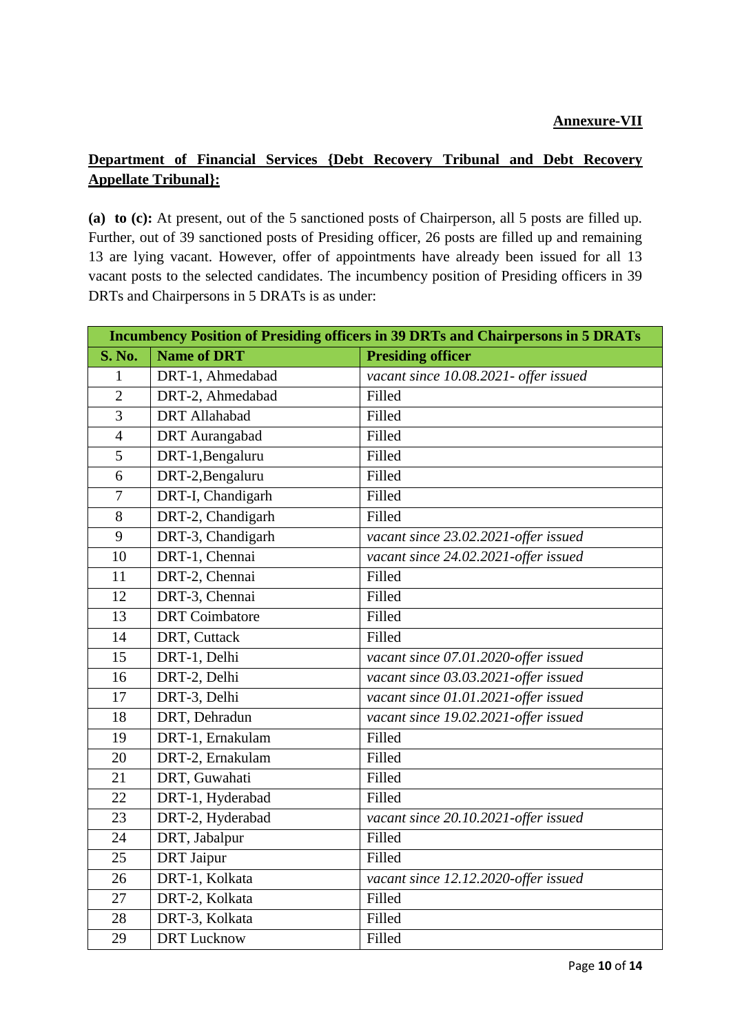**Annexure-VII**

**Department of Financial Services {Debt Recovery Tribunal and Debt Recovery Appellate Tribunal}:**

**(a) to (c):** At present, out of the 5 sanctioned posts of Chairperson, all 5 posts are filled up. Further, out of 39 sanctioned posts of Presiding officer, 26 posts are filled up and remaining 13 are lying vacant. However, offer of appointments have already been issued for all 13 vacant posts to the selected candidates. The incumbency position of Presiding officers in 39 DRTs and Chairpersons in 5 DRATs is as under:

| **Incumbency Position of Presiding officers in 39 DRTs and Chairpersons in 5 DRATs** | | |
|---|---|---|
| **S. No.** | **Name of DRT** | **Presiding officer** |
| 1 | DRT-1, Ahmedabad | *vacant since 10.08.2021- offer issued* |
| 2 | DRT-2, Ahmedabad | Filled |
| 3 | DRT Allahabad | Filled |
| 4 | DRT Aurangabad | Filled |
| 5 | DRT-1,Bengaluru | Filled |
| 6 | DRT-2,Bengaluru | Filled |
| 7 | DRT-I, Chandigarh | Filled |
| 8 | DRT-2, Chandigarh | Filled |
| 9 | DRT-3, Chandigarh | *vacant since 23.02.2021-offer issued* |
| 10 | DRT-1, Chennai | *vacant since 24.02.2021-offer issued* |
| 11 | DRT-2, Chennai | Filled |
| 12 | DRT-3, Chennai | Filled |
| 13 | DRT Coimbatore | Filled |
| 14 | DRT, Cuttack | Filled |
| 15 | DRT-1, Delhi | *vacant since 07.01.2020-offer issued* |
| 16 | DRT-2, Delhi | *vacant since 03.03.2021-offer issued* |
| 17 | DRT-3, Delhi | *vacant since 01.01.2021-offer issued* |
| 18 | DRT, Dehradun | *vacant since 19.02.2021-offer issued* |
| 19 | DRT-1, Ernakulam | Filled |
| 20 | DRT-2, Ernakulam | Filled |
| 21 | DRT, Guwahati | Filled |
| 22 | DRT-1, Hyderabad | Filled |
| 23 | DRT-2, Hyderabad | *vacant since 20.10.2021-offer issued* |
| 24 | DRT, Jabalpur | Filled |
| 25 | DRT Jaipur | Filled |
| 26 | DRT-1, Kolkata | *vacant since 12.12.2020-offer issued* |
| 27 | DRT-2, Kolkata | Filled |
| 28 | DRT-3, Kolkata | Filled |
| 29 | DRT Lucknow | Filled |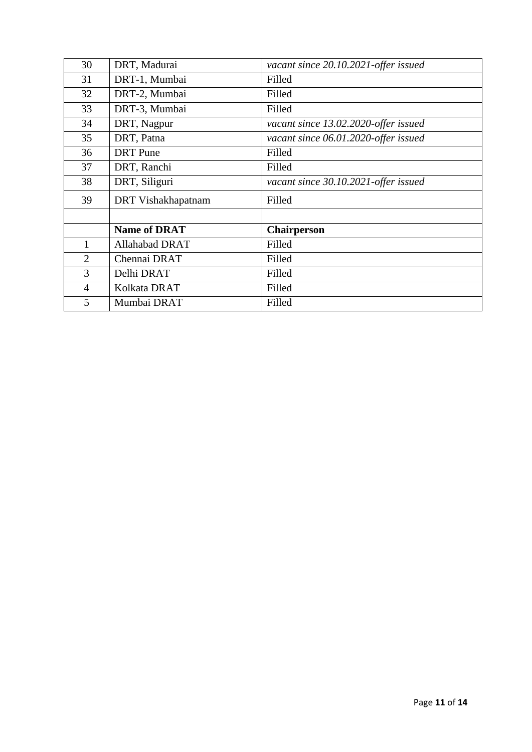| 30 | DRT, Madurai | *vacant since 20.10.2021-offer issued* |
|---|---|---|
| 31 | DRT-1, Mumbai | Filled |
| 32 | DRT-2, Mumbai | Filled |
| 33 | DRT-3, Mumbai | Filled |
| 34 | DRT, Nagpur | *vacant since 13.02.2020-offer issued* |
| 35 | DRT, Patna | *vacant since 06.01.2020-offer issued* |
| 36 | DRT Pune | Filled |
| 37 | DRT, Ranchi | Filled |
| 38 | DRT, Siliguri | *vacant since 30.10.2021-offer issued* |
| 39 | DRT Vishakhapatnam | Filled |
| | | |
| | **Name of DRAT** | **Chairperson** |
| 1 | Allahabad DRAT | Filled |
| 2 | Chennai DRAT | Filled |
| 3 | Delhi DRAT | Filled |
| 4 | Kolkata DRAT | Filled |
| 5 | Mumbai DRAT | Filled |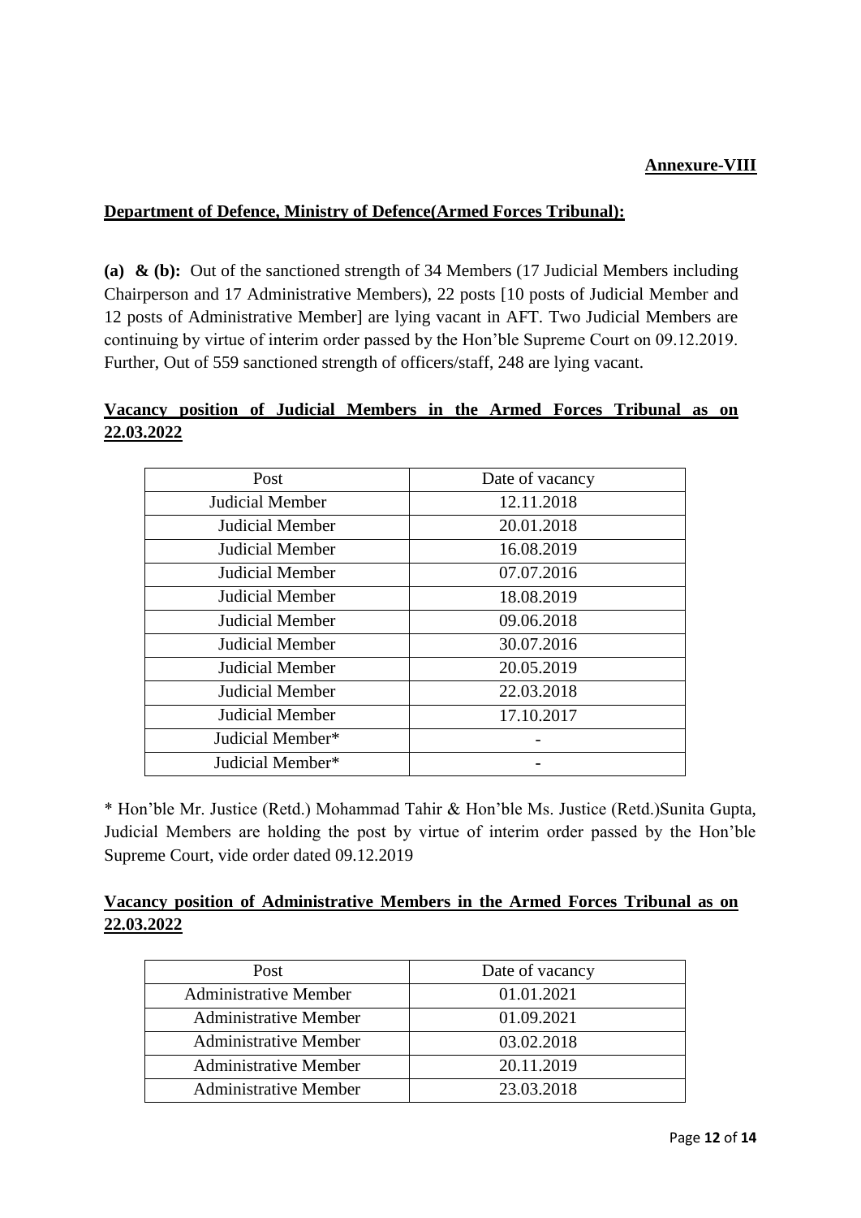**Annexure-VIII**

**Department of Defence, Ministry of Defence(Armed Forces Tribunal):**

**(a) & (b):** Out of the sanctioned strength of 34 Members (17 Judicial Members including Chairperson and 17 Administrative Members), 22 posts [10 posts of Judicial Member and 12 posts of Administrative Member] are lying vacant in AFT. Two Judicial Members are continuing by virtue of interim order passed by the Hon'ble Supreme Court on 09.12.2019. Further, Out of 559 sanctioned strength of officers/staff, 248 are lying vacant.

**Vacancy position of Judicial Members in the Armed Forces Tribunal as on 22.03.2022**

| Post | Date of vacancy |
|---|---|
| Judicial Member | 12.11.2018 |
| Judicial Member | 20.01.2018 |
| Judicial Member | 16.08.2019 |
| Judicial Member | 07.07.2016 |
| Judicial Member | 18.08.2019 |
| Judicial Member | 09.06.2018 |
| Judicial Member | 30.07.2016 |
| Judicial Member | 20.05.2019 |
| Judicial Member | 22.03.2018 |
| Judicial Member | 17.10.2017 |
| Judicial Member* | - |
| Judicial Member* | - |

* Hon'ble Mr. Justice (Retd.) Mohammad Tahir & Hon'ble Ms. Justice (Retd.)Sunita Gupta, Judicial Members are holding the post by virtue of interim order passed by the Hon'ble Supreme Court, vide order dated 09.12.2019

**Vacancy position of Administrative Members in the Armed Forces Tribunal as on 22.03.2022**

| Post | Date of vacancy |
|---|---|
| Administrative Member | 01.01.2021 |
| Administrative Member | 01.09.2021 |
| Administrative Member | 03.02.2018 |
| Administrative Member | 20.11.2019 |
| Administrative Member | 23.03.2018 |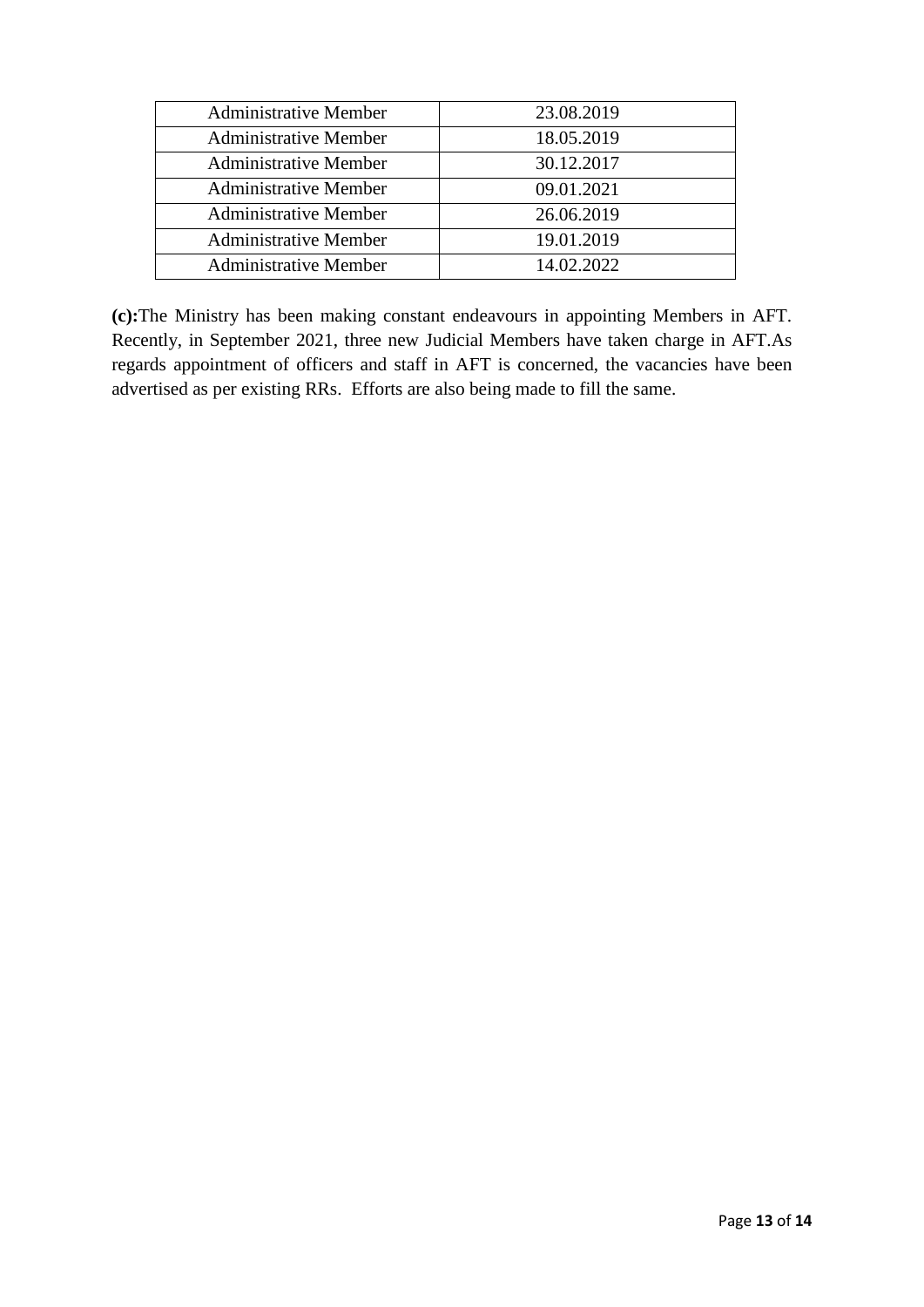| Administrative Member | 23.08.2019 |
|---|---|
| Administrative Member | 18.05.2019 |
| Administrative Member | 30.12.2017 |
| Administrative Member | 09.01.2021 |
| Administrative Member | 26.06.2019 |
| Administrative Member | 19.01.2019 |
| Administrative Member | 14.02.2022 |

**(c):**The Ministry has been making constant endeavours in appointing Members in AFT. Recently, in September 2021, three new Judicial Members have taken charge in AFT.As regards appointment of officers and staff in AFT is concerned, the vacancies have been advertised as per existing RRs. Efforts are also being made to fill the same.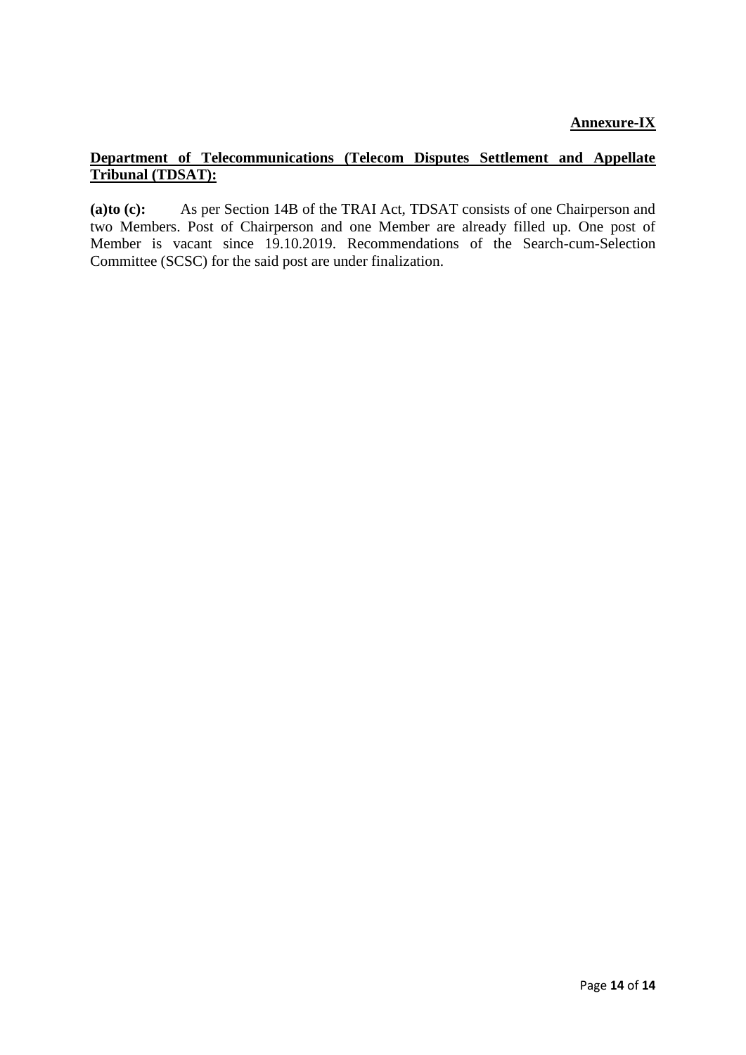**Annexure-IX**

**Department of Telecommunications (Telecom Disputes Settlement and Appellate Tribunal (TDSAT):**

**(a)to (c):** As per Section 14B of the TRAI Act, TDSAT consists of one Chairperson and two Members. Post of Chairperson and one Member are already filled up. One post of Member is vacant since 19.10.2019. Recommendations of the Search-cum-Selection Committee (SCSC) for the said post are under finalization.